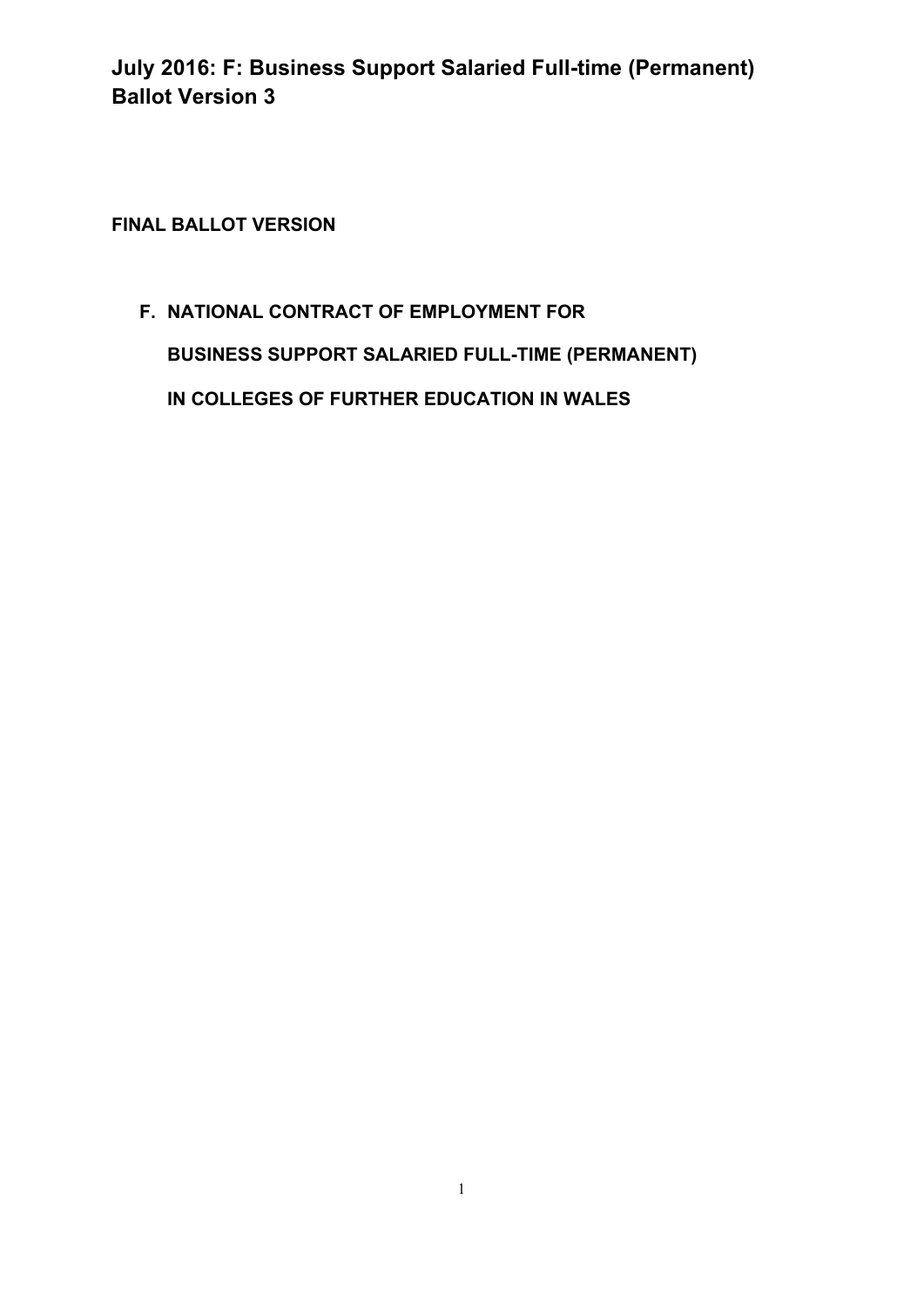# July 2016: F: Business Support Salaried Full-time (Permanent) Ballot Version 3

**FINAL BALLOT VERSION**

**F. NATIONAL CONTRACT OF EMPLOYMENT FOR**

**BUSINESS SUPPORT SALARIED FULL-TIME (PERMANENT)**

**IN COLLEGES OF FURTHER EDUCATION IN WALES**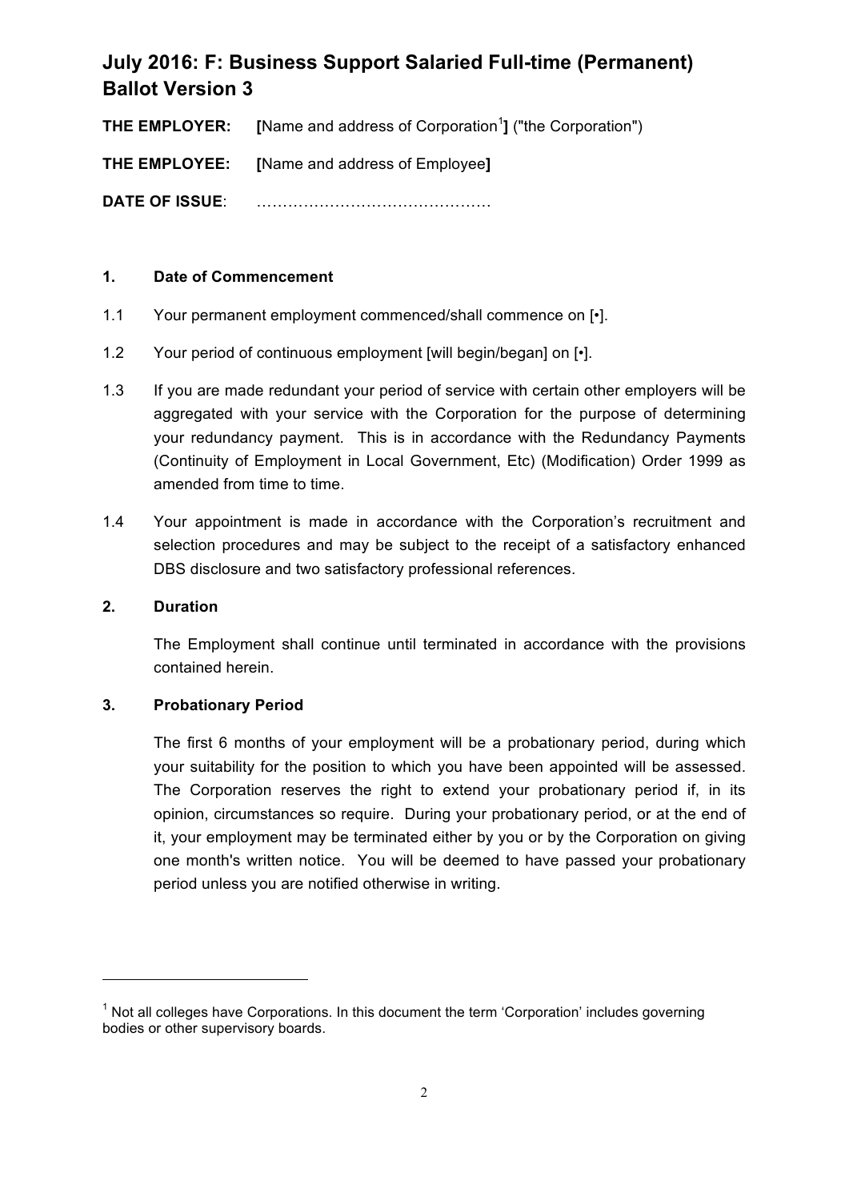# July 2016: F: Business Support Salaried Full-time (Permanent) Ballot Version 3

**THE EMPLOYER:** **[**Name and address of Corporation[1]**]** ("the Corporation")

**THE EMPLOYEE:** **[**Name and address of Employee**]**

**DATE OF ISSUE**: ………………………………………

## 1. Date of Commencement

1.1 Your permanent employment commenced/shall commence on [•].

1.2 Your period of continuous employment [will begin/began] on [•].

1.3 If you are made redundant your period of service with certain other employers will be aggregated with your service with the Corporation for the purpose of determining your redundancy payment. This is in accordance with the Redundancy Payments (Continuity of Employment in Local Government, Etc) (Modification) Order 1999 as amended from time to time.

1.4 Your appointment is made in accordance with the Corporation's recruitment and selection procedures and may be subject to the receipt of a satisfactory enhanced DBS disclosure and two satisfactory professional references.

## 2. Duration

The Employment shall continue until terminated in accordance with the provisions contained herein.

## 3. Probationary Period

The first 6 months of your employment will be a probationary period, during which your suitability for the position to which you have been appointed will be assessed. The Corporation reserves the right to extend your probationary period if, in its opinion, circumstances so require. During your probationary period, or at the end of it, your employment may be terminated either by you or by the Corporation on giving one month's written notice. You will be deemed to have passed your probationary period unless you are notified otherwise in writing.

---

[1] Not all colleges have Corporations. In this document the term 'Corporation' includes governing bodies or other supervisory boards.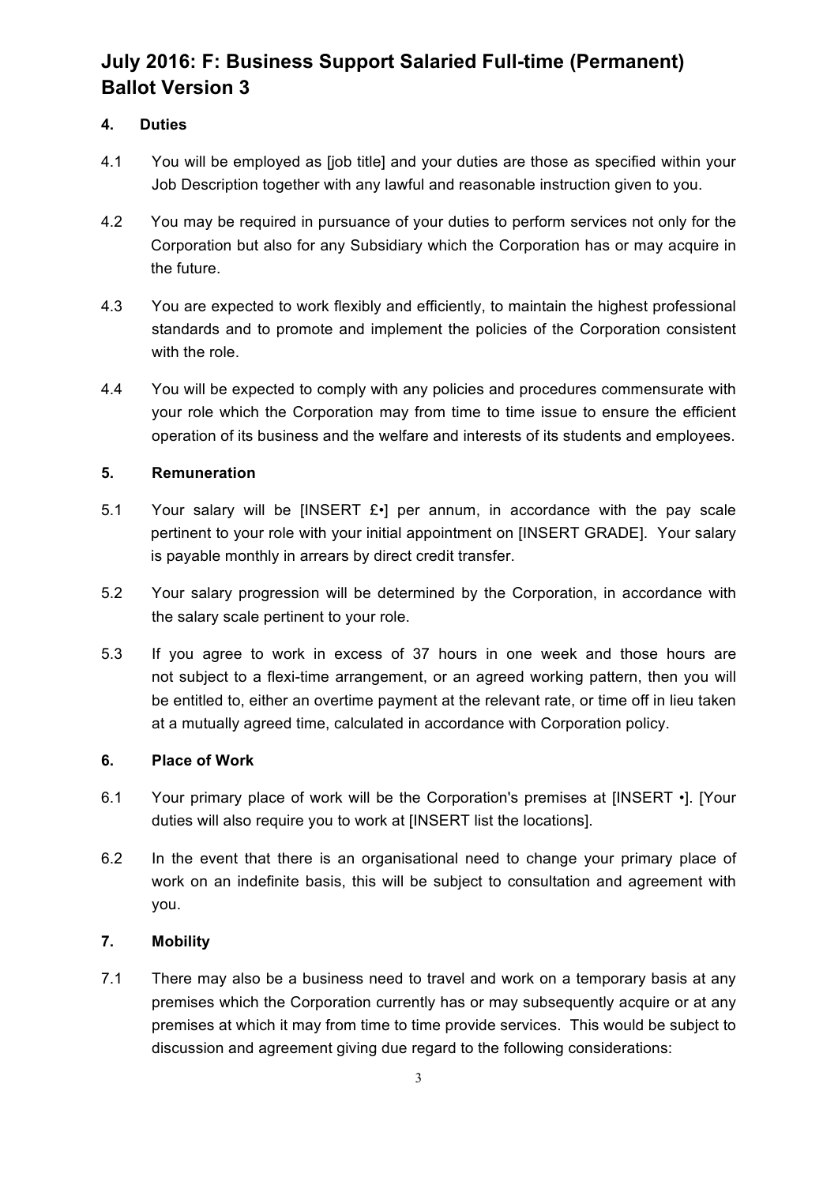# July 2016: F: Business Support Salaried Full-time (Permanent) Ballot Version 3

## 4. Duties

4.1 You will be employed as [job title] and your duties are those as specified within your Job Description together with any lawful and reasonable instruction given to you.

4.2 You may be required in pursuance of your duties to perform services not only for the Corporation but also for any Subsidiary which the Corporation has or may acquire in the future.

4.3 You are expected to work flexibly and efficiently, to maintain the highest professional standards and to promote and implement the policies of the Corporation consistent with the role.

4.4 You will be expected to comply with any policies and procedures commensurate with your role which the Corporation may from time to time issue to ensure the efficient operation of its business and the welfare and interests of its students and employees.

## 5. Remuneration

5.1 Your salary will be [INSERT £•] per annum, in accordance with the pay scale pertinent to your role with your initial appointment on [INSERT GRADE]. Your salary is payable monthly in arrears by direct credit transfer.

5.2 Your salary progression will be determined by the Corporation, in accordance with the salary scale pertinent to your role.

5.3 If you agree to work in excess of 37 hours in one week and those hours are not subject to a flexi-time arrangement, or an agreed working pattern, then you will be entitled to, either an overtime payment at the relevant rate, or time off in lieu taken at a mutually agreed time, calculated in accordance with Corporation policy.

## 6. Place of Work

6.1 Your primary place of work will be the Corporation's premises at [INSERT •]. [Your duties will also require you to work at [INSERT list the locations].

6.2 In the event that there is an organisational need to change your primary place of work on an indefinite basis, this will be subject to consultation and agreement with you.

## 7. Mobility

7.1 There may also be a business need to travel and work on a temporary basis at any premises which the Corporation currently has or may subsequently acquire or at any premises at which it may from time to time provide services. This would be subject to discussion and agreement giving due regard to the following considerations: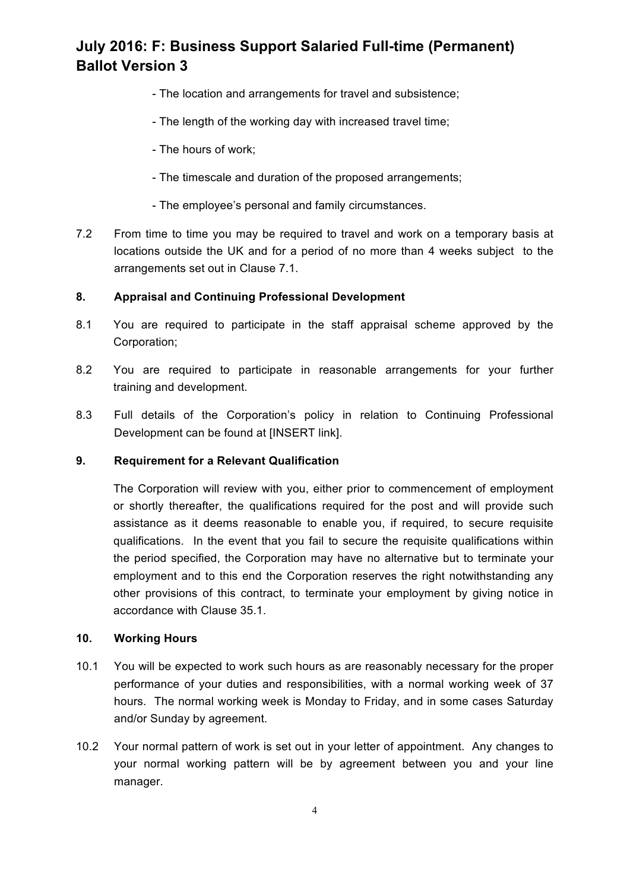- The location and arrangements for travel and subsistence;

- The length of the working day with increased travel time;

- The hours of work;

- The timescale and duration of the proposed arrangements;

- The employee's personal and family circumstances.

7.2 From time to time you may be required to travel and work on a temporary basis at locations outside the UK and for a period of no more than 4 weeks subject to the arrangements set out in Clause 7.1.

**8. Appraisal and Continuing Professional Development**

8.1 You are required to participate in the staff appraisal scheme approved by the Corporation;

8.2 You are required to participate in reasonable arrangements for your further training and development.

8.3 Full details of the Corporation's policy in relation to Continuing Professional Development can be found at [INSERT link].

**9. Requirement for a Relevant Qualification**

The Corporation will review with you, either prior to commencement of employment or shortly thereafter, the qualifications required for the post and will provide such assistance as it deems reasonable to enable you, if required, to secure requisite qualifications. In the event that you fail to secure the requisite qualifications within the period specified, the Corporation may have no alternative but to terminate your employment and to this end the Corporation reserves the right notwithstanding any other provisions of this contract, to terminate your employment by giving notice in accordance with Clause 35.1.

**10. Working Hours**

10.1 You will be expected to work such hours as are reasonably necessary for the proper performance of your duties and responsibilities, with a normal working week of 37 hours. The normal working week is Monday to Friday, and in some cases Saturday and/or Sunday by agreement.

10.2 Your normal pattern of work is set out in your letter of appointment. Any changes to your normal working pattern will be by agreement between you and your line manager.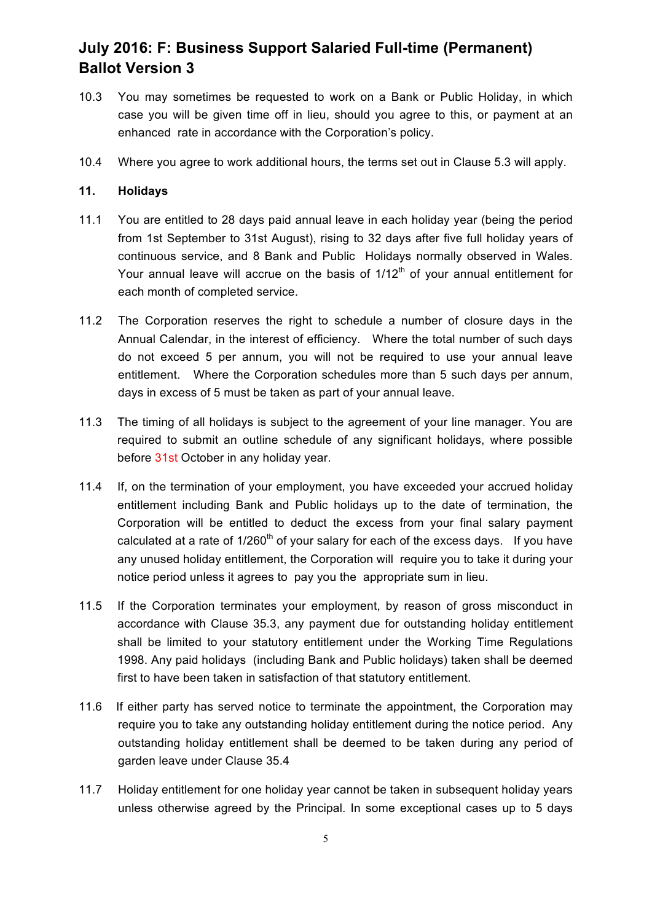10.3 You may sometimes be requested to work on a Bank or Public Holiday, in which case you will be given time off in lieu, should you agree to this, or payment at an enhanced rate in accordance with the Corporation's policy.

10.4 Where you agree to work additional hours, the terms set out in Clause 5.3 will apply.

**11. Holidays**

11.1 You are entitled to 28 days paid annual leave in each holiday year (being the period from 1st September to 31st August), rising to 32 days after five full holiday years of continuous service, and 8 Bank and Public Holidays normally observed in Wales. Your annual leave will accrue on the basis of 1/12th of your annual entitlement for each month of completed service.

11.2 The Corporation reserves the right to schedule a number of closure days in the Annual Calendar, in the interest of efficiency. Where the total number of such days do not exceed 5 per annum, you will not be required to use your annual leave entitlement. Where the Corporation schedules more than 5 such days per annum, days in excess of 5 must be taken as part of your annual leave.

11.3 The timing of all holidays is subject to the agreement of your line manager. You are required to submit an outline schedule of any significant holidays, where possible before 31st October in any holiday year.

11.4 If, on the termination of your employment, you have exceeded your accrued holiday entitlement including Bank and Public holidays up to the date of termination, the Corporation will be entitled to deduct the excess from your final salary payment calculated at a rate of 1/260th of your salary for each of the excess days. If you have any unused holiday entitlement, the Corporation will require you to take it during your notice period unless it agrees to pay you the appropriate sum in lieu.

11.5 If the Corporation terminates your employment, by reason of gross misconduct in accordance with Clause 35.3, any payment due for outstanding holiday entitlement shall be limited to your statutory entitlement under the Working Time Regulations 1998. Any paid holidays (including Bank and Public holidays) taken shall be deemed first to have been taken in satisfaction of that statutory entitlement.

11.6 If either party has served notice to terminate the appointment, the Corporation may require you to take any outstanding holiday entitlement during the notice period. Any outstanding holiday entitlement shall be deemed to be taken during any period of garden leave under Clause 35.4

11.7 Holiday entitlement for one holiday year cannot be taken in subsequent holiday years unless otherwise agreed by the Principal. In some exceptional cases up to 5 days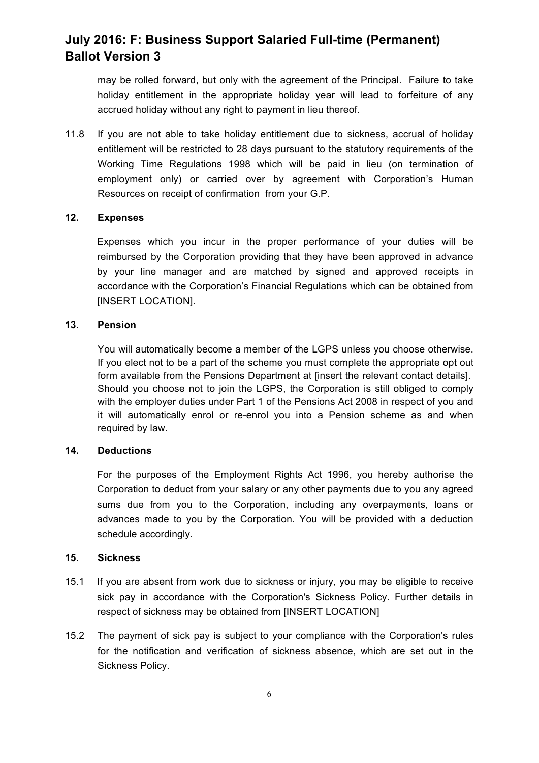may be rolled forward, but only with the agreement of the Principal. Failure to take holiday entitlement in the appropriate holiday year will lead to forfeiture of any accrued holiday without any right to payment in lieu thereof.

11.8 If you are not able to take holiday entitlement due to sickness, accrual of holiday entitlement will be restricted to 28 days pursuant to the statutory requirements of the Working Time Regulations 1998 which will be paid in lieu (on termination of employment only) or carried over by agreement with Corporation's Human Resources on receipt of confirmation from your G.P.

**12. Expenses**

Expenses which you incur in the proper performance of your duties will be reimbursed by the Corporation providing that they have been approved in advance by your line manager and are matched by signed and approved receipts in accordance with the Corporation's Financial Regulations which can be obtained from [INSERT LOCATION].

**13. Pension**

You will automatically become a member of the LGPS unless you choose otherwise. If you elect not to be a part of the scheme you must complete the appropriate opt out form available from the Pensions Department at [insert the relevant contact details]. Should you choose not to join the LGPS, the Corporation is still obliged to comply with the employer duties under Part 1 of the Pensions Act 2008 in respect of you and it will automatically enrol or re-enrol you into a Pension scheme as and when required by law.

**14. Deductions**

For the purposes of the Employment Rights Act 1996, you hereby authorise the Corporation to deduct from your salary or any other payments due to you any agreed sums due from you to the Corporation, including any overpayments, loans or advances made to you by the Corporation. You will be provided with a deduction schedule accordingly.

**15. Sickness**

15.1 If you are absent from work due to sickness or injury, you may be eligible to receive sick pay in accordance with the Corporation's Sickness Policy. Further details in respect of sickness may be obtained from [INSERT LOCATION]

15.2 The payment of sick pay is subject to your compliance with the Corporation's rules for the notification and verification of sickness absence, which are set out in the Sickness Policy.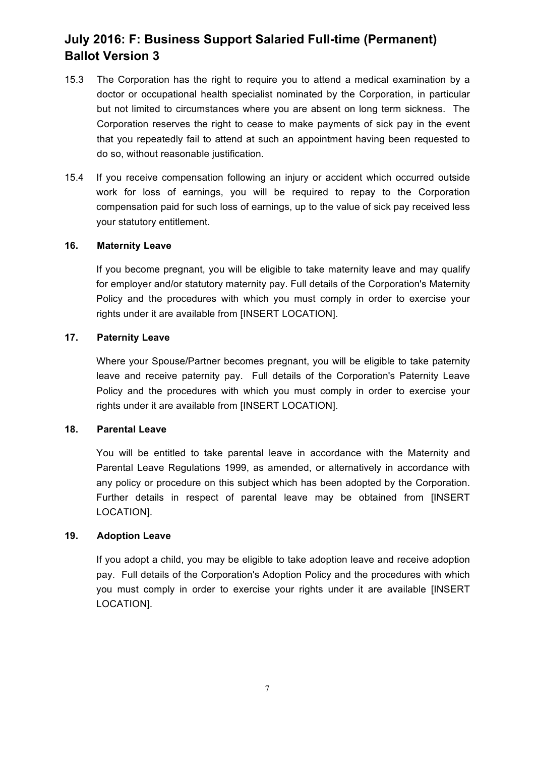15.3 The Corporation has the right to require you to attend a medical examination by a doctor or occupational health specialist nominated by the Corporation, in particular but not limited to circumstances where you are absent on long term sickness. The Corporation reserves the right to cease to make payments of sick pay in the event that you repeatedly fail to attend at such an appointment having been requested to do so, without reasonable justification.

15.4 If you receive compensation following an injury or accident which occurred outside work for loss of earnings, you will be required to repay to the Corporation compensation paid for such loss of earnings, up to the value of sick pay received less your statutory entitlement.

**16. Maternity Leave**

If you become pregnant, you will be eligible to take maternity leave and may qualify for employer and/or statutory maternity pay. Full details of the Corporation's Maternity Policy and the procedures with which you must comply in order to exercise your rights under it are available from [INSERT LOCATION].

**17. Paternity Leave**

Where your Spouse/Partner becomes pregnant, you will be eligible to take paternity leave and receive paternity pay. Full details of the Corporation's Paternity Leave Policy and the procedures with which you must comply in order to exercise your rights under it are available from [INSERT LOCATION].

**18. Parental Leave**

You will be entitled to take parental leave in accordance with the Maternity and Parental Leave Regulations 1999, as amended, or alternatively in accordance with any policy or procedure on this subject which has been adopted by the Corporation. Further details in respect of parental leave may be obtained from [INSERT LOCATION].

**19. Adoption Leave**

If you adopt a child, you may be eligible to take adoption leave and receive adoption pay. Full details of the Corporation's Adoption Policy and the procedures with which you must comply in order to exercise your rights under it are available [INSERT LOCATION].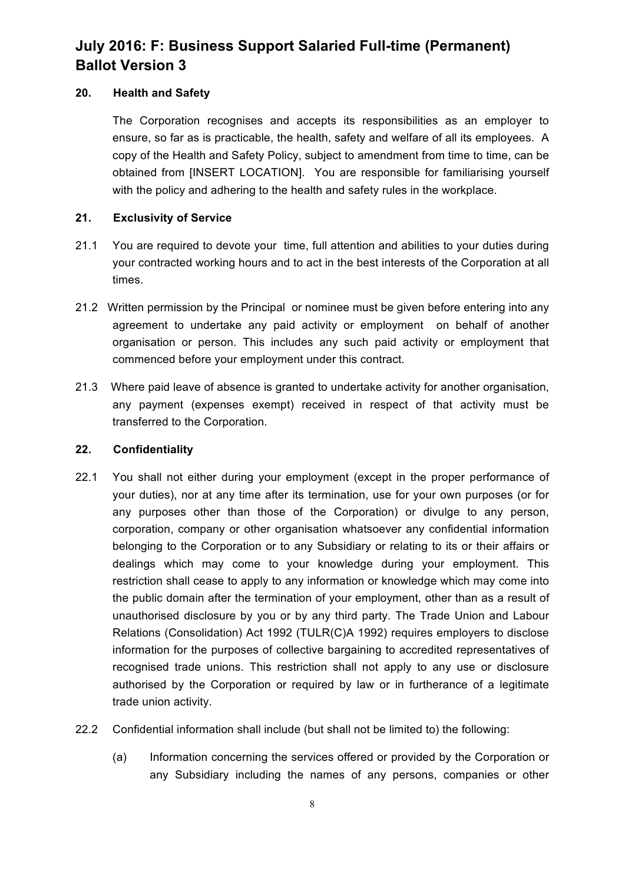**20. Health and Safety**

The Corporation recognises and accepts its responsibilities as an employer to ensure, so far as is practicable, the health, safety and welfare of all its employees. A copy of the Health and Safety Policy, subject to amendment from time to time, can be obtained from [INSERT LOCATION]. You are responsible for familiarising yourself with the policy and adhering to the health and safety rules in the workplace.

**21. Exclusivity of Service**

21.1 You are required to devote your time, full attention and abilities to your duties during your contracted working hours and to act in the best interests of the Corporation at all times.

21.2 Written permission by the Principal or nominee must be given before entering into any agreement to undertake any paid activity or employment on behalf of another organisation or person. This includes any such paid activity or employment that commenced before your employment under this contract.

21.3 Where paid leave of absence is granted to undertake activity for another organisation, any payment (expenses exempt) received in respect of that activity must be transferred to the Corporation.

**22. Confidentiality**

22.1 You shall not either during your employment (except in the proper performance of your duties), nor at any time after its termination, use for your own purposes (or for any purposes other than those of the Corporation) or divulge to any person, corporation, company or other organisation whatsoever any confidential information belonging to the Corporation or to any Subsidiary or relating to its or their affairs or dealings which may come to your knowledge during your employment. This restriction shall cease to apply to any information or knowledge which may come into the public domain after the termination of your employment, other than as a result of unauthorised disclosure by you or by any third party. The Trade Union and Labour Relations (Consolidation) Act 1992 (TULR(C)A 1992) requires employers to disclose information for the purposes of collective bargaining to accredited representatives of recognised trade unions. This restriction shall not apply to any use or disclosure authorised by the Corporation or required by law or in furtherance of a legitimate trade union activity.

22.2 Confidential information shall include (but shall not be limited to) the following:

(a) Information concerning the services offered or provided by the Corporation or any Subsidiary including the names of any persons, companies or other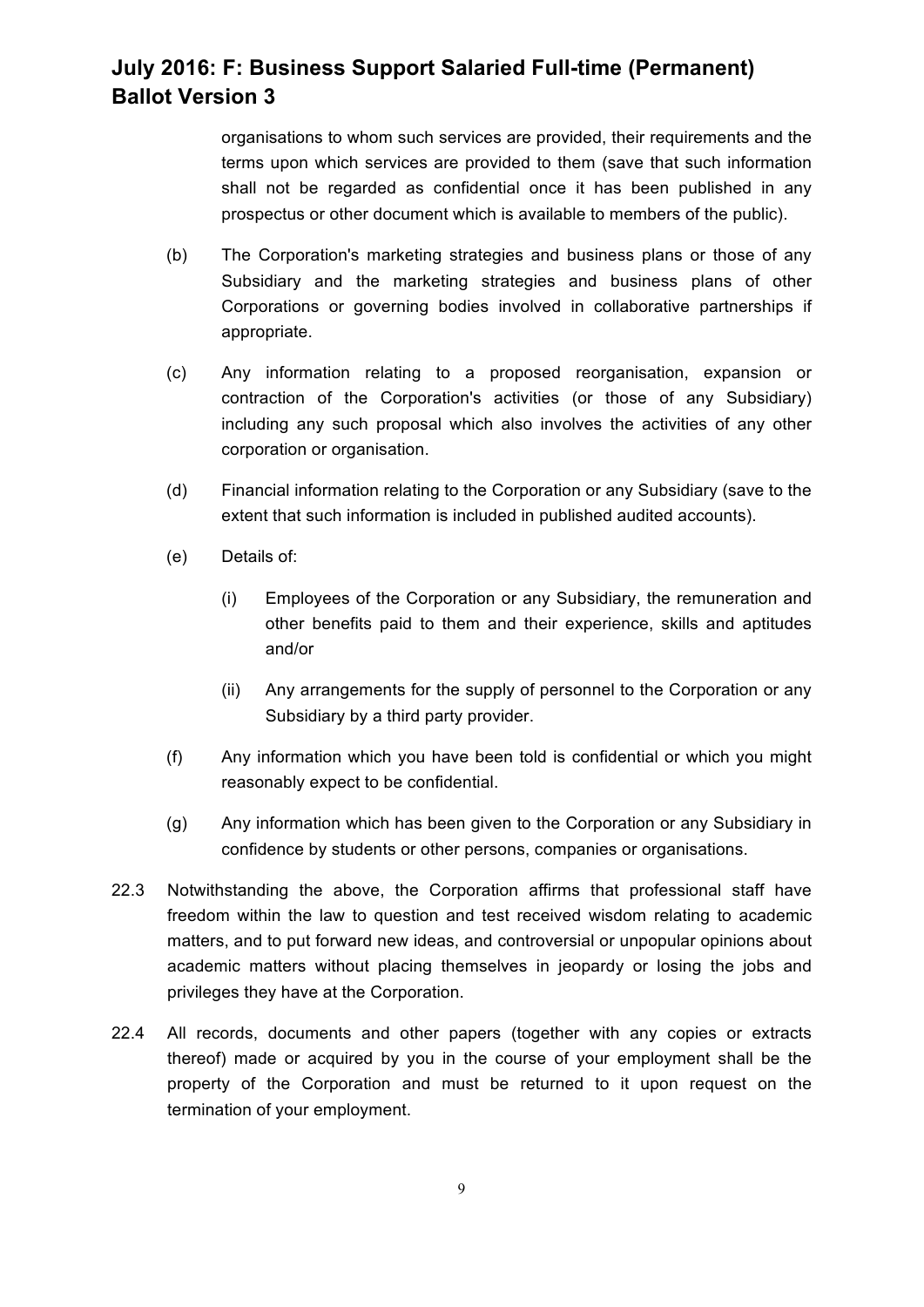organisations to whom such services are provided, their requirements and the terms upon which services are provided to them (save that such information shall not be regarded as confidential once it has been published in any prospectus or other document which is available to members of the public).

(b) The Corporation's marketing strategies and business plans or those of any Subsidiary and the marketing strategies and business plans of other Corporations or governing bodies involved in collaborative partnerships if appropriate.

(c) Any information relating to a proposed reorganisation, expansion or contraction of the Corporation's activities (or those of any Subsidiary) including any such proposal which also involves the activities of any other corporation or organisation.

(d) Financial information relating to the Corporation or any Subsidiary (save to the extent that such information is included in published audited accounts).

(e) Details of:

(i) Employees of the Corporation or any Subsidiary, the remuneration and other benefits paid to them and their experience, skills and aptitudes and/or

(ii) Any arrangements for the supply of personnel to the Corporation or any Subsidiary by a third party provider.

(f) Any information which you have been told is confidential or which you might reasonably expect to be confidential.

(g) Any information which has been given to the Corporation or any Subsidiary in confidence by students or other persons, companies or organisations.

22.3 Notwithstanding the above, the Corporation affirms that professional staff have freedom within the law to question and test received wisdom relating to academic matters, and to put forward new ideas, and controversial or unpopular opinions about academic matters without placing themselves in jeopardy or losing the jobs and privileges they have at the Corporation.

22.4 All records, documents and other papers (together with any copies or extracts thereof) made or acquired by you in the course of your employment shall be the property of the Corporation and must be returned to it upon request on the termination of your employment.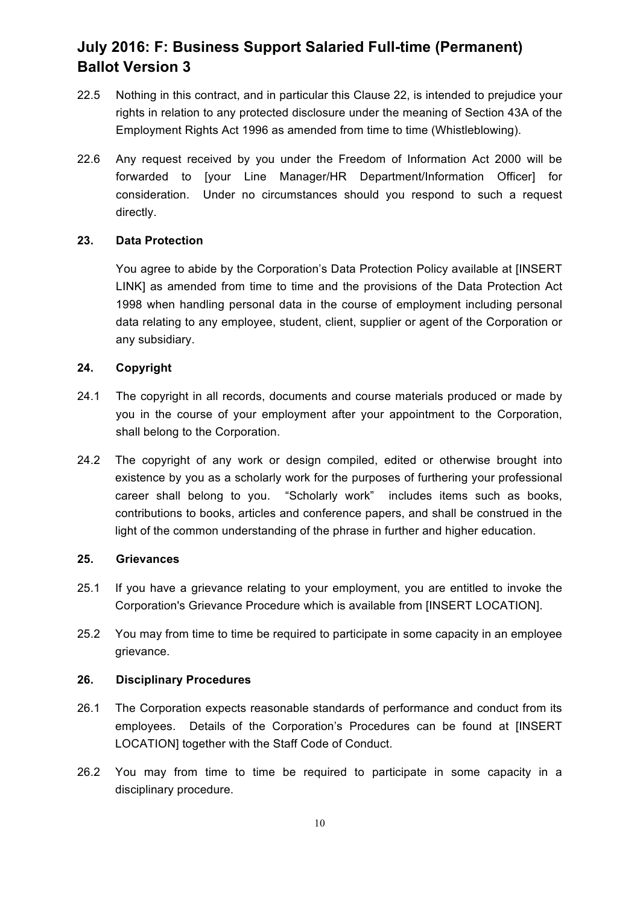22.5 Nothing in this contract, and in particular this Clause 22, is intended to prejudice your rights in relation to any protected disclosure under the meaning of Section 43A of the Employment Rights Act 1996 as amended from time to time (Whistleblowing).

22.6 Any request received by you under the Freedom of Information Act 2000 will be forwarded to [your Line Manager/HR Department/Information Officer] for consideration. Under no circumstances should you respond to such a request directly.

**23. Data Protection**

You agree to abide by the Corporation's Data Protection Policy available at [INSERT LINK] as amended from time to time and the provisions of the Data Protection Act 1998 when handling personal data in the course of employment including personal data relating to any employee, student, client, supplier or agent of the Corporation or any subsidiary.

**24. Copyright**

24.1 The copyright in all records, documents and course materials produced or made by you in the course of your employment after your appointment to the Corporation, shall belong to the Corporation.

24.2 The copyright of any work or design compiled, edited or otherwise brought into existence by you as a scholarly work for the purposes of furthering your professional career shall belong to you. "Scholarly work" includes items such as books, contributions to books, articles and conference papers, and shall be construed in the light of the common understanding of the phrase in further and higher education.

**25. Grievances**

25.1 If you have a grievance relating to your employment, you are entitled to invoke the Corporation's Grievance Procedure which is available from [INSERT LOCATION].

25.2 You may from time to time be required to participate in some capacity in an employee grievance.

**26. Disciplinary Procedures**

26.1 The Corporation expects reasonable standards of performance and conduct from its employees. Details of the Corporation's Procedures can be found at [INSERT LOCATION] together with the Staff Code of Conduct.

26.2 You may from time to time be required to participate in some capacity in a disciplinary procedure.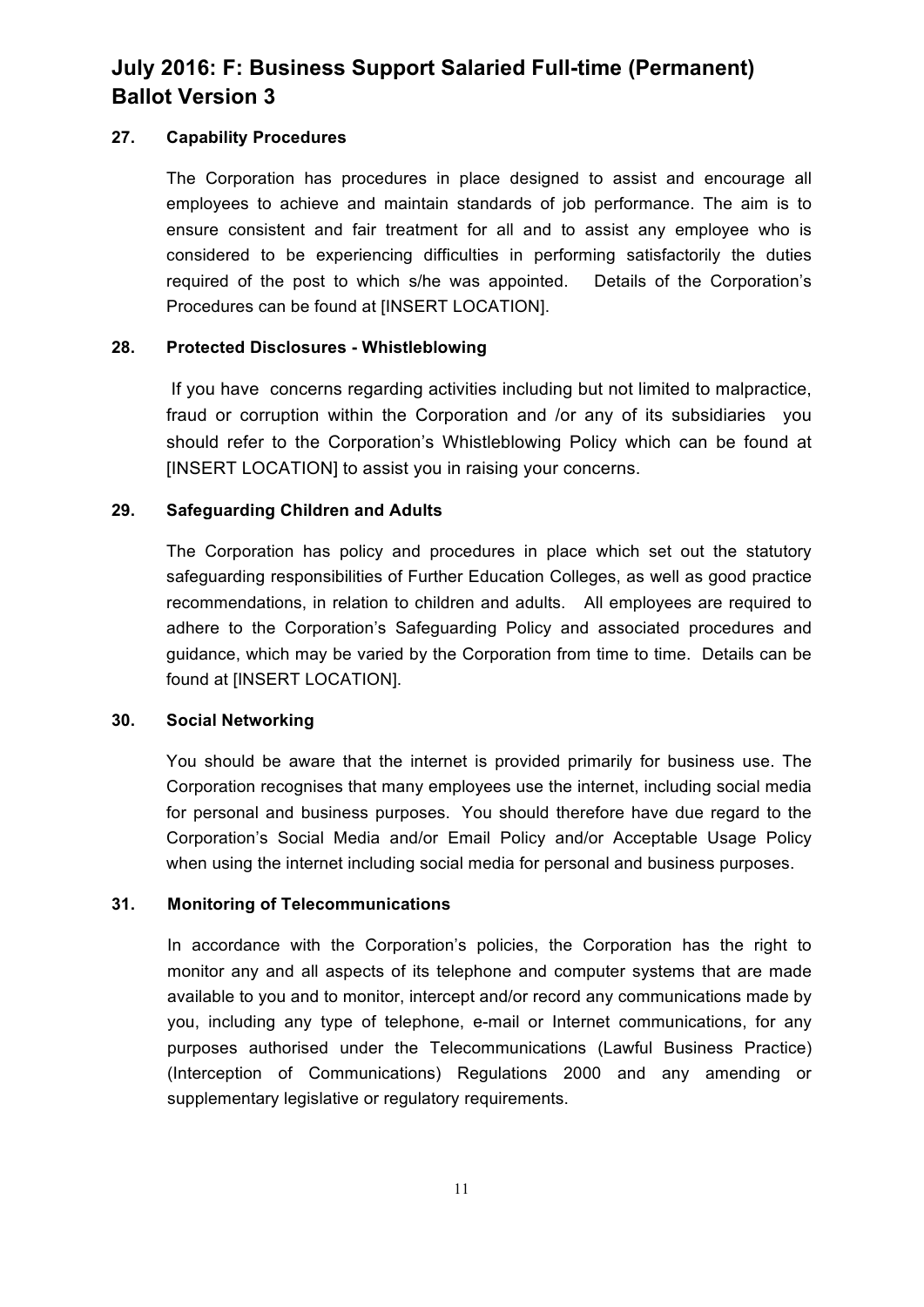## 27. Capability Procedures

The Corporation has procedures in place designed to assist and encourage all employees to achieve and maintain standards of job performance. The aim is to ensure consistent and fair treatment for all and to assist any employee who is considered to be experiencing difficulties in performing satisfactorily the duties required of the post to which s/he was appointed. Details of the Corporation's Procedures can be found at [INSERT LOCATION].

## 28. Protected Disclosures - Whistleblowing

If you have concerns regarding activities including but not limited to malpractice, fraud or corruption within the Corporation and /or any of its subsidiaries you should refer to the Corporation's Whistleblowing Policy which can be found at [INSERT LOCATION] to assist you in raising your concerns.

## 29. Safeguarding Children and Adults

The Corporation has policy and procedures in place which set out the statutory safeguarding responsibilities of Further Education Colleges, as well as good practice recommendations, in relation to children and adults. All employees are required to adhere to the Corporation's Safeguarding Policy and associated procedures and guidance, which may be varied by the Corporation from time to time. Details can be found at [INSERT LOCATION].

## 30. Social Networking

You should be aware that the internet is provided primarily for business use. The Corporation recognises that many employees use the internet, including social media for personal and business purposes. You should therefore have due regard to the Corporation's Social Media and/or Email Policy and/or Acceptable Usage Policy when using the internet including social media for personal and business purposes.

## 31. Monitoring of Telecommunications

In accordance with the Corporation's policies, the Corporation has the right to monitor any and all aspects of its telephone and computer systems that are made available to you and to monitor, intercept and/or record any communications made by you, including any type of telephone, e-mail or Internet communications, for any purposes authorised under the Telecommunications (Lawful Business Practice) (Interception of Communications) Regulations 2000 and any amending or supplementary legislative or regulatory requirements.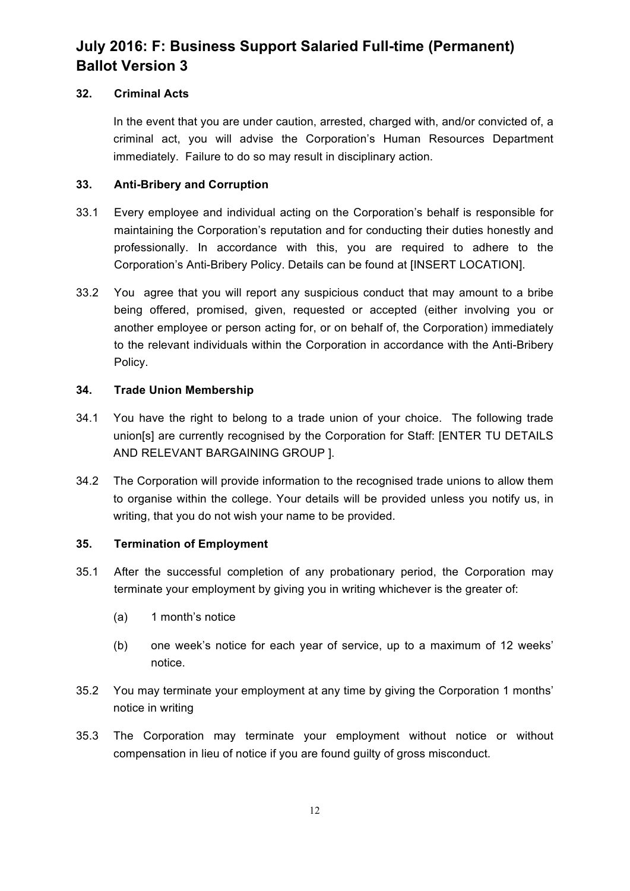**32. Criminal Acts**

In the event that you are under caution, arrested, charged with, and/or convicted of, a criminal act, you will advise the Corporation's Human Resources Department immediately. Failure to do so may result in disciplinary action.

**33. Anti-Bribery and Corruption**

33.1 Every employee and individual acting on the Corporation's behalf is responsible for maintaining the Corporation's reputation and for conducting their duties honestly and professionally. In accordance with this, you are required to adhere to the Corporation's Anti-Bribery Policy. Details can be found at [INSERT LOCATION].

33.2 You agree that you will report any suspicious conduct that may amount to a bribe being offered, promised, given, requested or accepted (either involving you or another employee or person acting for, or on behalf of, the Corporation) immediately to the relevant individuals within the Corporation in accordance with the Anti-Bribery Policy.

**34. Trade Union Membership**

34.1 You have the right to belong to a trade union of your choice. The following trade union[s] are currently recognised by the Corporation for Staff: [ENTER TU DETAILS AND RELEVANT BARGAINING GROUP ].

34.2 The Corporation will provide information to the recognised trade unions to allow them to organise within the college. Your details will be provided unless you notify us, in writing, that you do not wish your name to be provided.

**35. Termination of Employment**

35.1 After the successful completion of any probationary period, the Corporation may terminate your employment by giving you in writing whichever is the greater of:

(a) 1 month's notice

(b) one week's notice for each year of service, up to a maximum of 12 weeks' notice.

35.2 You may terminate your employment at any time by giving the Corporation 1 months' notice in writing

35.3 The Corporation may terminate your employment without notice or without compensation in lieu of notice if you are found guilty of gross misconduct.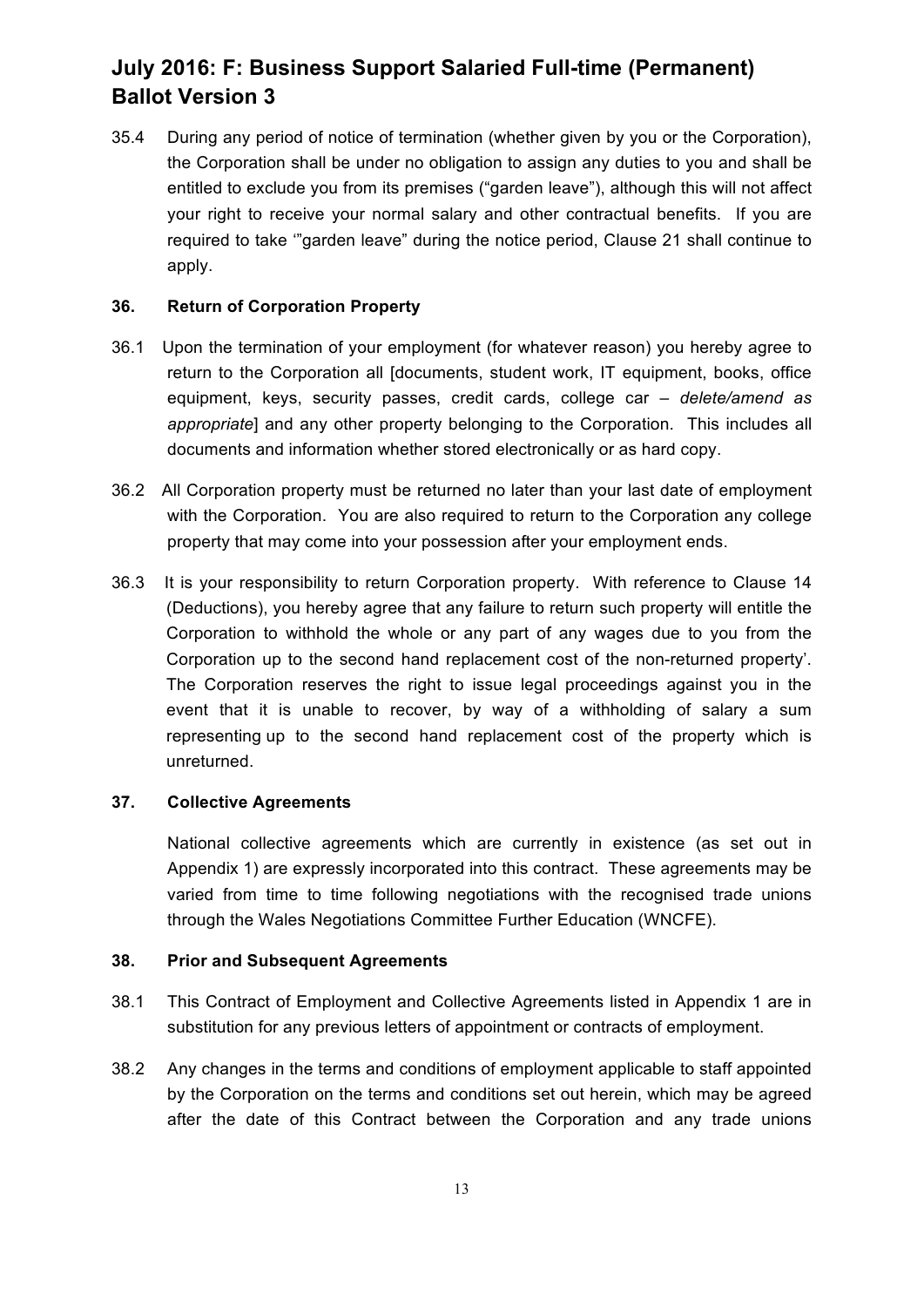# July 2016: F: Business Support Salaried Full-time (Permanent) Ballot Version 3

35.4 During any period of notice of termination (whether given by you or the Corporation), the Corporation shall be under no obligation to assign any duties to you and shall be entitled to exclude you from its premises ("garden leave"), although this will not affect your right to receive your normal salary and other contractual benefits. If you are required to take '"garden leave" during the notice period, Clause 21 shall continue to apply.

### 36. Return of Corporation Property

36.1 Upon the termination of your employment (for whatever reason) you hereby agree to return to the Corporation all [documents, student work, IT equipment, books, office equipment, keys, security passes, credit cards, college car – *delete/amend as appropriate*] and any other property belonging to the Corporation. This includes all documents and information whether stored electronically or as hard copy.

36.2 All Corporation property must be returned no later than your last date of employment with the Corporation. You are also required to return to the Corporation any college property that may come into your possession after your employment ends.

36.3 It is your responsibility to return Corporation property. With reference to Clause 14 (Deductions), you hereby agree that any failure to return such property will entitle the Corporation to withhold the whole or any part of any wages due to you from the Corporation up to the second hand replacement cost of the non-returned property'. The Corporation reserves the right to issue legal proceedings against you in the event that it is unable to recover, by way of a withholding of salary a sum representing up to the second hand replacement cost of the property which is unreturned.

### 37. Collective Agreements

National collective agreements which are currently in existence (as set out in Appendix 1) are expressly incorporated into this contract. These agreements may be varied from time to time following negotiations with the recognised trade unions through the Wales Negotiations Committee Further Education (WNCFE).

### 38. Prior and Subsequent Agreements

38.1 This Contract of Employment and Collective Agreements listed in Appendix 1 are in substitution for any previous letters of appointment or contracts of employment.

38.2 Any changes in the terms and conditions of employment applicable to staff appointed by the Corporation on the terms and conditions set out herein, which may be agreed after the date of this Contract between the Corporation and any trade unions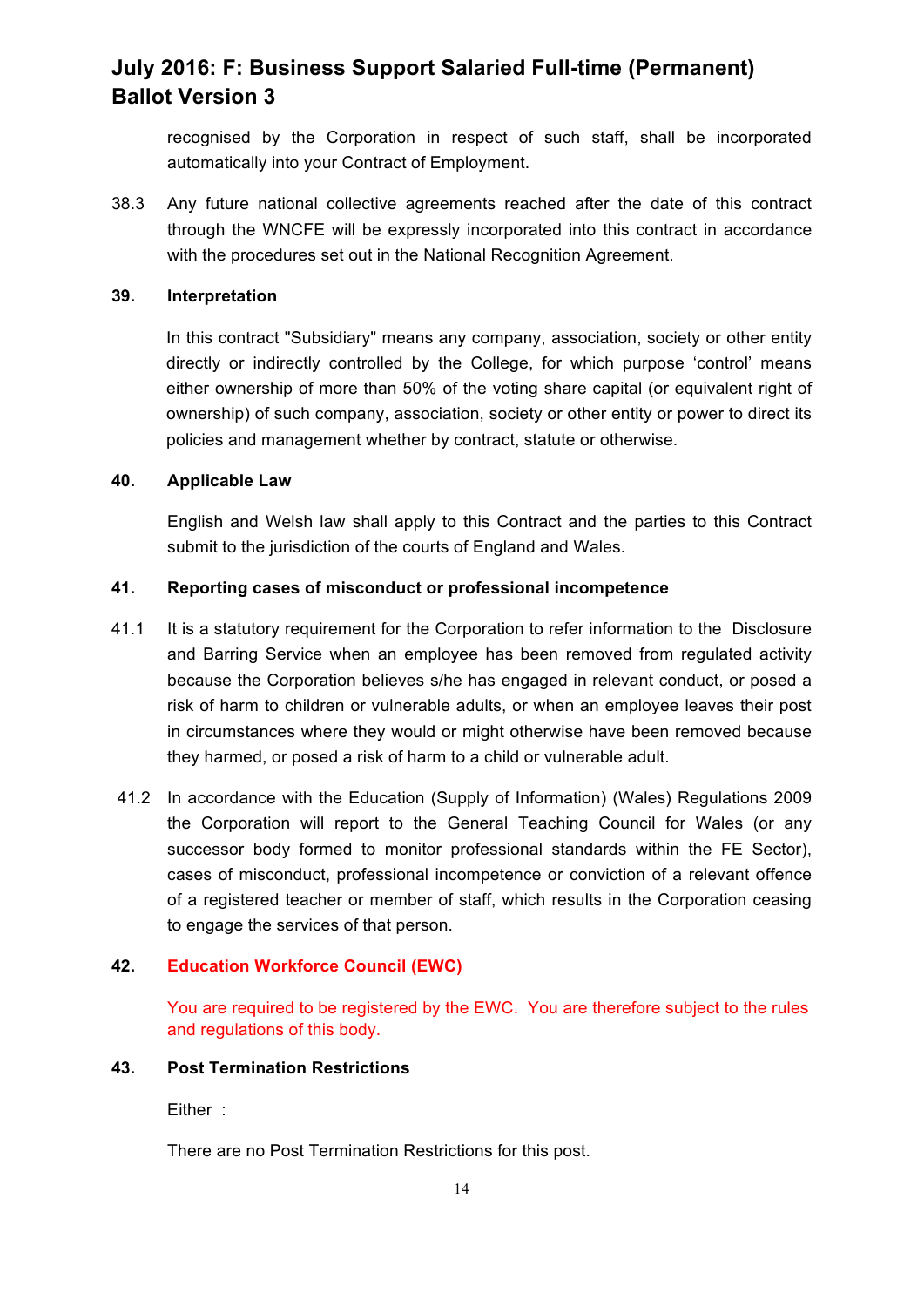recognised by the Corporation in respect of such staff, shall be incorporated automatically into your Contract of Employment.

38.3 Any future national collective agreements reached after the date of this contract through the WNCFE will be expressly incorporated into this contract in accordance with the procedures set out in the National Recognition Agreement.

**39. Interpretation**

In this contract "Subsidiary" means any company, association, society or other entity directly or indirectly controlled by the College, for which purpose 'control' means either ownership of more than 50% of the voting share capital (or equivalent right of ownership) of such company, association, society or other entity or power to direct its policies and management whether by contract, statute or otherwise.

**40. Applicable Law**

English and Welsh law shall apply to this Contract and the parties to this Contract submit to the jurisdiction of the courts of England and Wales.

**41. Reporting cases of misconduct or professional incompetence**

41.1 It is a statutory requirement for the Corporation to refer information to the Disclosure and Barring Service when an employee has been removed from regulated activity because the Corporation believes s/he has engaged in relevant conduct, or posed a risk of harm to children or vulnerable adults, or when an employee leaves their post in circumstances where they would or might otherwise have been removed because they harmed, or posed a risk of harm to a child or vulnerable adult.

41.2 In accordance with the Education (Supply of Information) (Wales) Regulations 2009 the Corporation will report to the General Teaching Council for Wales (or any successor body formed to monitor professional standards within the FE Sector), cases of misconduct, professional incompetence or conviction of a relevant offence of a registered teacher or member of staff, which results in the Corporation ceasing to engage the services of that person.

**42. Education Workforce Council (EWC)**

You are required to be registered by the EWC. You are therefore subject to the rules and regulations of this body.

**43. Post Termination Restrictions**

Either :

There are no Post Termination Restrictions for this post.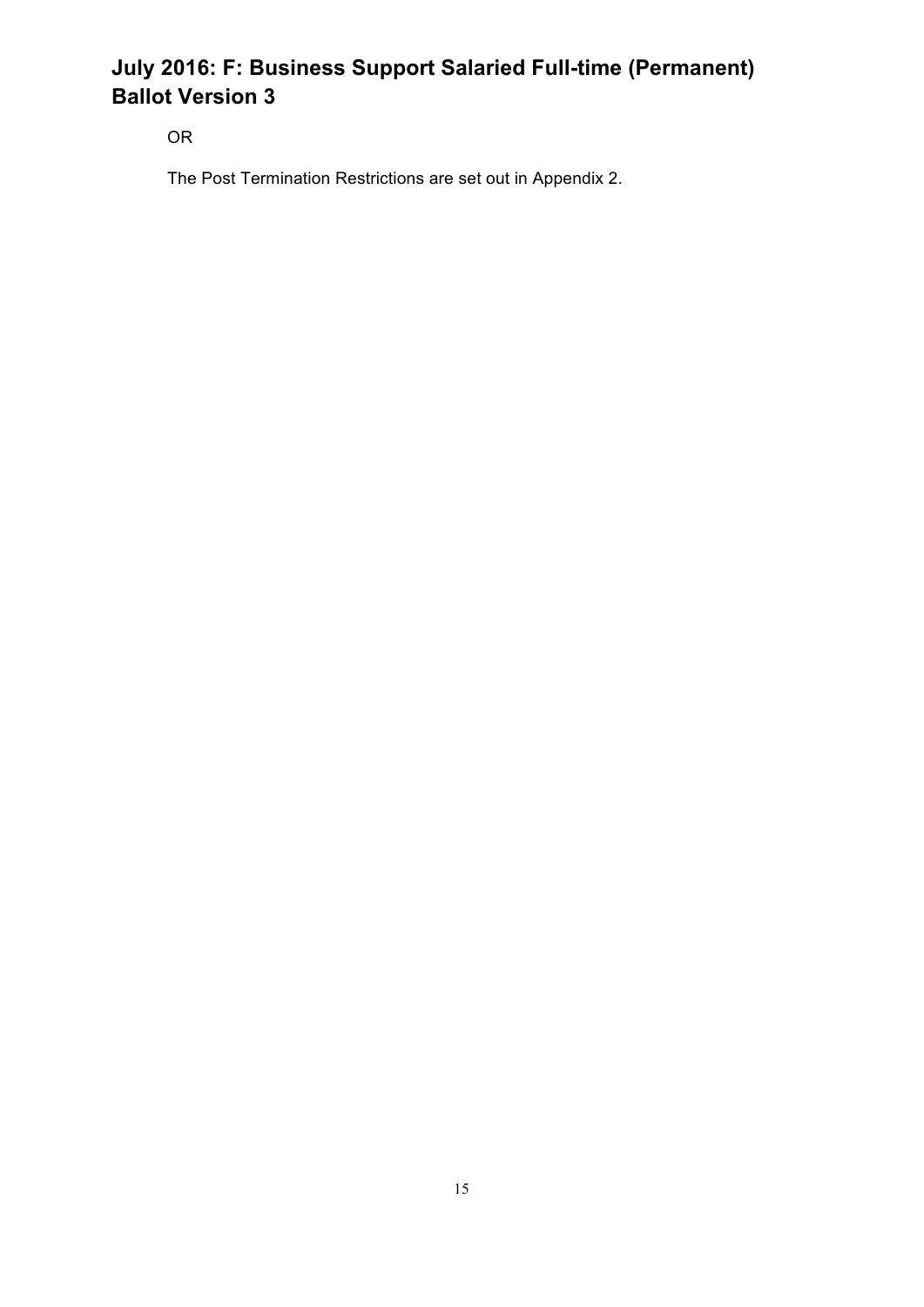OR

The Post Termination Restrictions are set out in Appendix 2.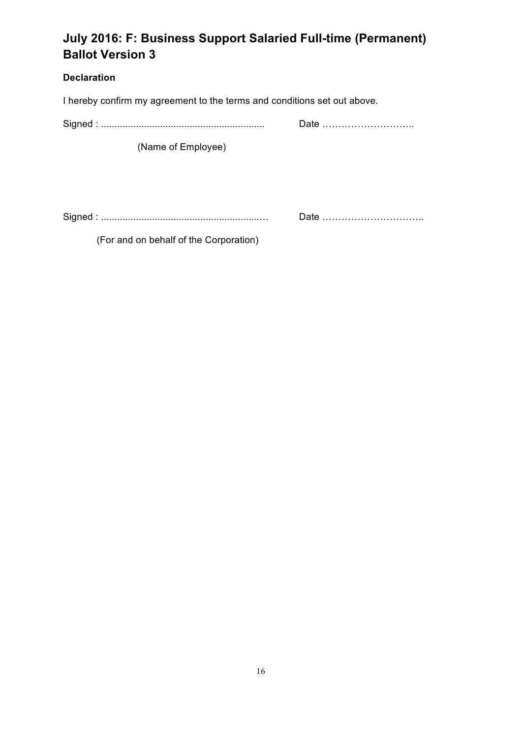# July 2016: F: Business Support Salaried Full-time (Permanent) Ballot Version 3

**Declaration**

I hereby confirm my agreement to the terms and conditions set out above.

Signed : ............................................................ Date ………………………..

(Name of Employee)

Signed : ............................................................… Date …………………………..

(For and on behalf of the Corporation)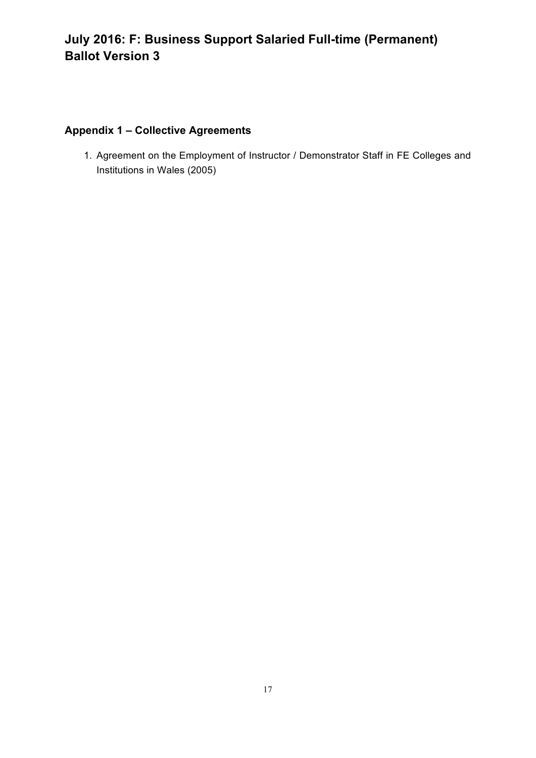## Appendix 1 – Collective Agreements

1. Agreement on the Employment of Instructor / Demonstrator Staff in FE Colleges and Institutions in Wales (2005)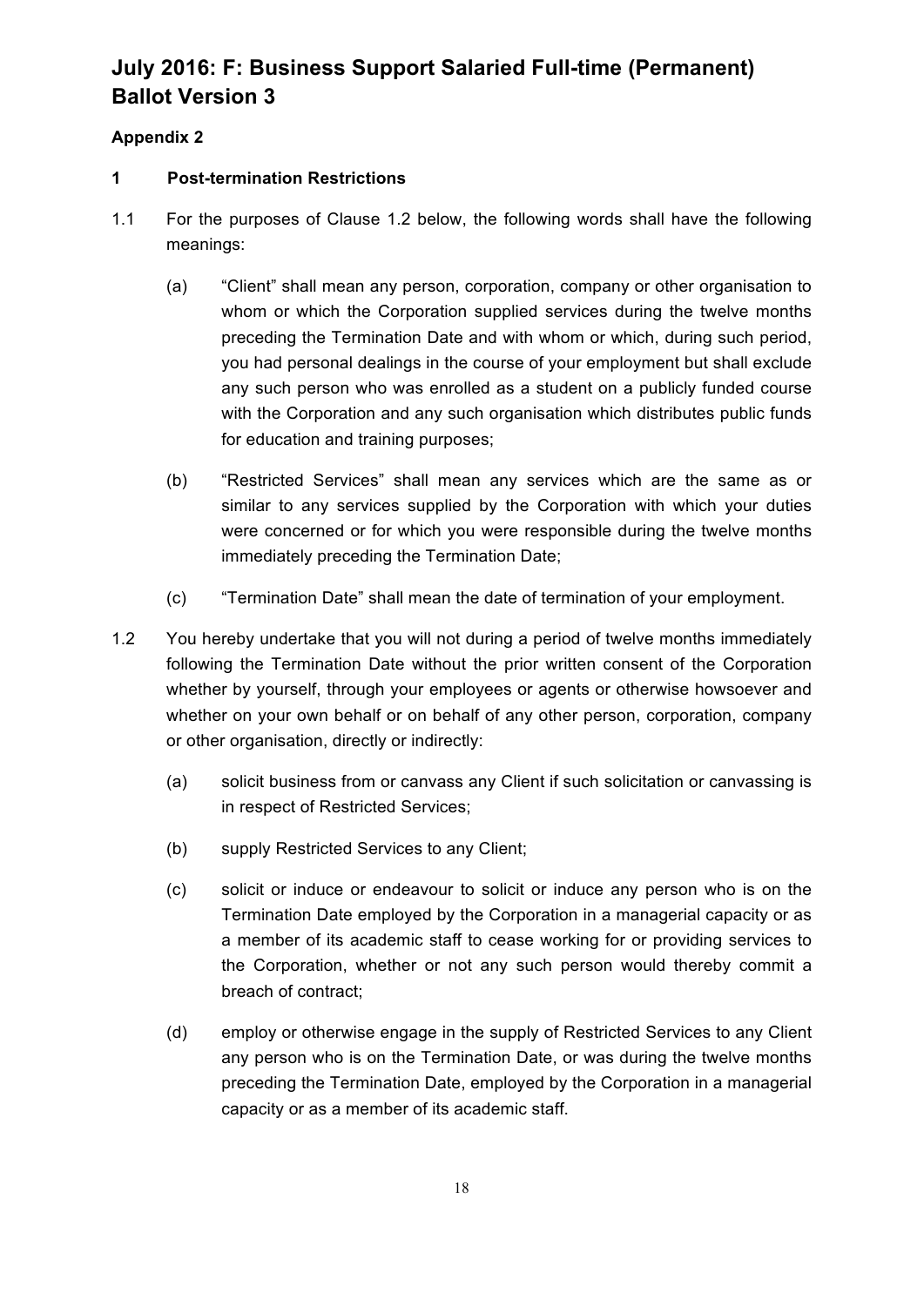# July 2016: F: Business Support Salaried Full-time (Permanent) Ballot Version 3

**Appendix 2**

**1 Post-termination Restrictions**

1.1 For the purposes of Clause 1.2 below, the following words shall have the following meanings:

(a) "Client" shall mean any person, corporation, company or other organisation to whom or which the Corporation supplied services during the twelve months preceding the Termination Date and with whom or which, during such period, you had personal dealings in the course of your employment but shall exclude any such person who was enrolled as a student on a publicly funded course with the Corporation and any such organisation which distributes public funds for education and training purposes;

(b) "Restricted Services" shall mean any services which are the same as or similar to any services supplied by the Corporation with which your duties were concerned or for which you were responsible during the twelve months immediately preceding the Termination Date;

(c) "Termination Date" shall mean the date of termination of your employment.

1.2 You hereby undertake that you will not during a period of twelve months immediately following the Termination Date without the prior written consent of the Corporation whether by yourself, through your employees or agents or otherwise howsoever and whether on your own behalf or on behalf of any other person, corporation, company or other organisation, directly or indirectly:

(a) solicit business from or canvass any Client if such solicitation or canvassing is in respect of Restricted Services;

(b) supply Restricted Services to any Client;

(c) solicit or induce or endeavour to solicit or induce any person who is on the Termination Date employed by the Corporation in a managerial capacity or as a member of its academic staff to cease working for or providing services to the Corporation, whether or not any such person would thereby commit a breach of contract;

(d) employ or otherwise engage in the supply of Restricted Services to any Client any person who is on the Termination Date, or was during the twelve months preceding the Termination Date, employed by the Corporation in a managerial capacity or as a member of its academic staff.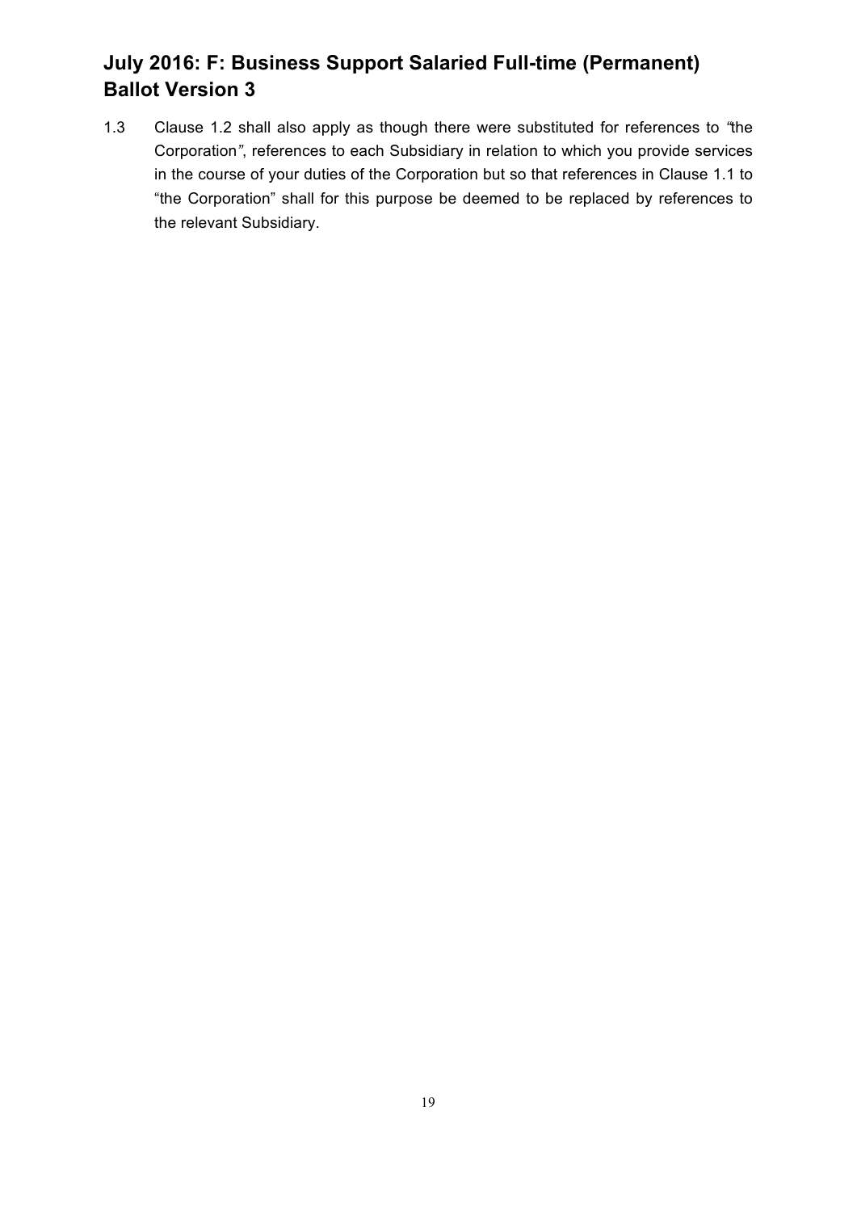1.3 Clause 1.2 shall also apply as though there were substituted for references to "the Corporation", references to each Subsidiary in relation to which you provide services in the course of your duties of the Corporation but so that references in Clause 1.1 to "the Corporation" shall for this purpose be deemed to be replaced by references to the relevant Subsidiary.